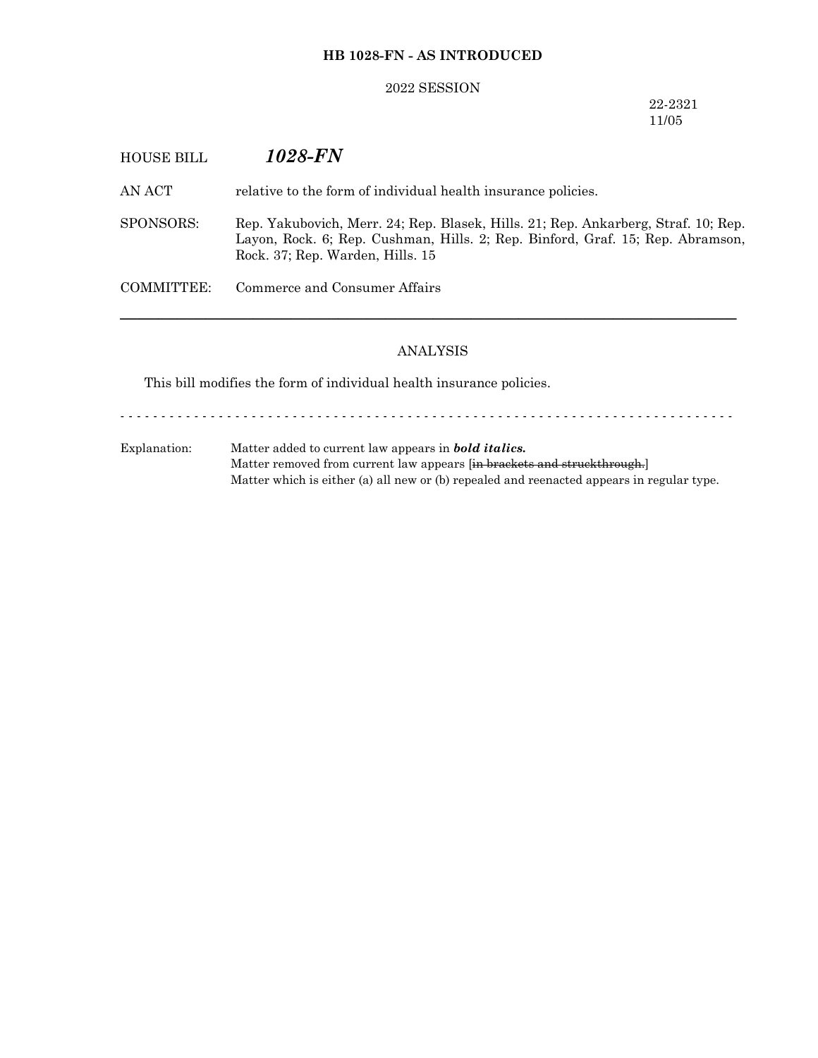**HB 1028-FN - AS INTRODUCED**

2022 SESSION

22-2321
11/05

HOUSE BILL ***1028-FN***

AN ACT relative to the form of individual health insurance policies.

SPONSORS: Rep. Yakubovich, Merr. 24; Rep. Blasek, Hills. 21; Rep. Ankarberg, Straf. 10; Rep. Layon, Rock. 6; Rep. Cushman, Hills. 2; Rep. Binford, Graf. 15; Rep. Abramson, Rock. 37; Rep. Warden, Hills. 15

COMMITTEE: Commerce and Consumer Affairs

---

ANALYSIS

This bill modifies the form of individual health insurance policies.

- - - - - - - - - - - - - - - - - - - - - - - - - - - - - - - - - - - - - - - - - - - - - - - - - - - - - - - - - - - - - - - - - - - - - - - - - - - -

Explanation: Matter added to current law appears in ***bold italics.***
Matter removed from current law appears [~~in brackets and struckthrough.~~]
Matter which is either (a) all new or (b) repealed and reenacted appears in regular type.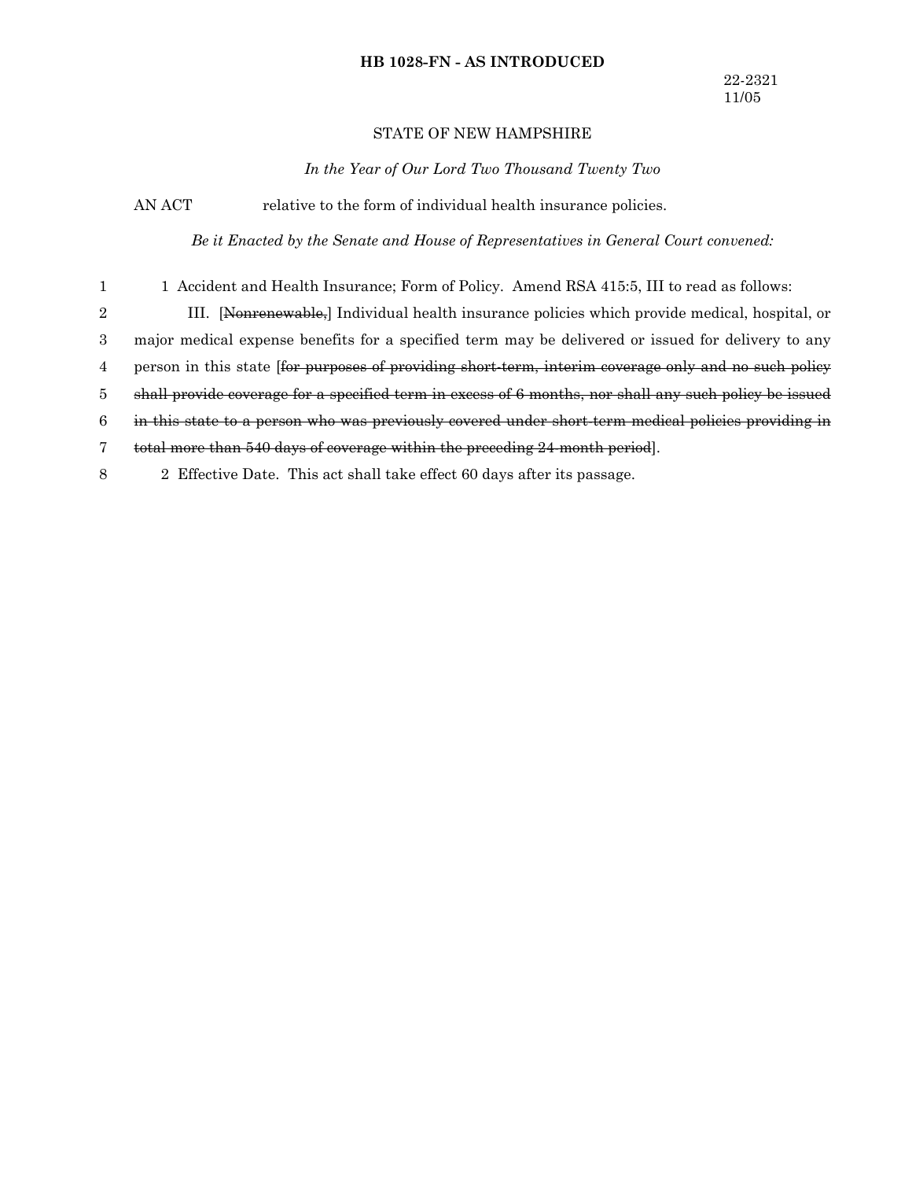**HB 1028-FN - AS INTRODUCED**

22-2321
11/05

STATE OF NEW HAMPSHIRE

*In the Year of Our Lord Two Thousand Twenty Two*

AN ACT relative to the form of individual health insurance policies.

*Be it Enacted by the Senate and House of Representatives in General Court convened:*

1 Accident and Health Insurance; Form of Policy. Amend RSA 415:5, III to read as follows:

III. [~~Nonrenewable,~~] Individual health insurance policies which provide medical, hospital, or major medical expense benefits for a specified term may be delivered or issued for delivery to any person in this state [~~for purposes of providing short-term, interim coverage only and no such policy shall provide coverage for a specified term in excess of 6 months, nor shall any such policy be issued in this state to a person who was previously covered under short-term medical policies providing in total more than 540 days of coverage within the preceding 24-month period~~].

2 Effective Date. This act shall take effect 60 days after its passage.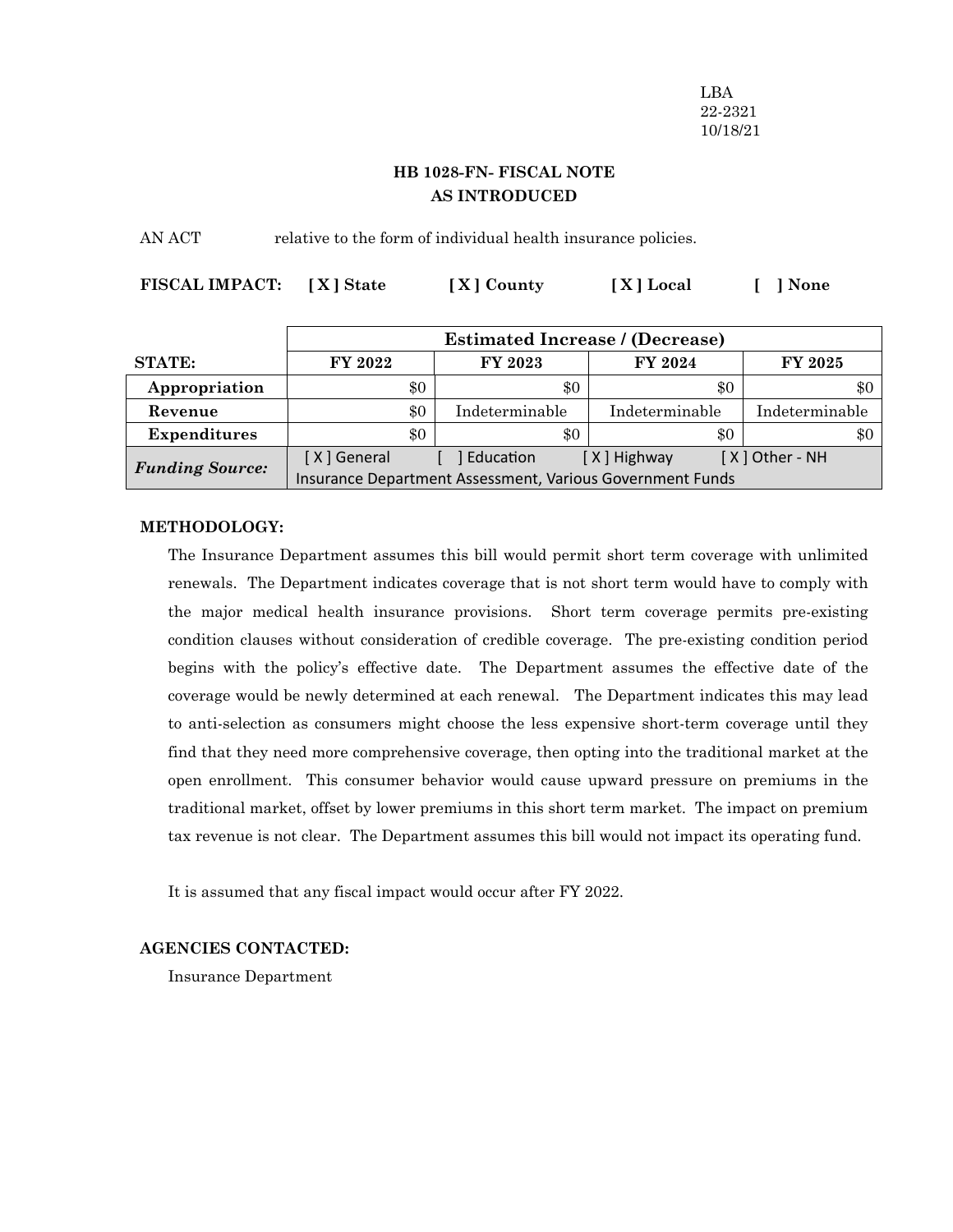LBA
22-2321
10/18/21

## HB 1028-FN- FISCAL NOTE
## AS INTRODUCED

AN ACT relative to the form of individual health insurance policies.

**FISCAL IMPACT:** [ X ] State [ X ] County [ X ] Local [ ] None

| | Estimated Increase / (Decrease) | | | |
|---|---|---|---|---|
| **STATE:** | **FY 2022** | **FY 2023** | **FY 2024** | **FY 2025** |
| **Appropriation** | $0 | $0 | $0 | $0 |
| **Revenue** | $0 | Indeterminable | Indeterminable | Indeterminable |
| **Expenditures** | $0 | $0 | $0 | $0 |
| ***Funding Source:*** | [ X ] General [ ] Education [ X ] Highway [ X ] Other - NH Insurance Department Assessment, Various Government Funds | | | |

**METHODOLOGY:**

The Insurance Department assumes this bill would permit short term coverage with unlimited renewals. The Department indicates coverage that is not short term would have to comply with the major medical health insurance provisions. Short term coverage permits pre-existing condition clauses without consideration of credible coverage. The pre-existing condition period begins with the policy's effective date. The Department assumes the effective date of the coverage would be newly determined at each renewal. The Department indicates this may lead to anti-selection as consumers might choose the less expensive short-term coverage until they find that they need more comprehensive coverage, then opting into the traditional market at the open enrollment. This consumer behavior would cause upward pressure on premiums in the traditional market, offset by lower premiums in this short term market. The impact on premium tax revenue is not clear. The Department assumes this bill would not impact its operating fund.

It is assumed that any fiscal impact would occur after FY 2022.

**AGENCIES CONTACTED:**

Insurance Department